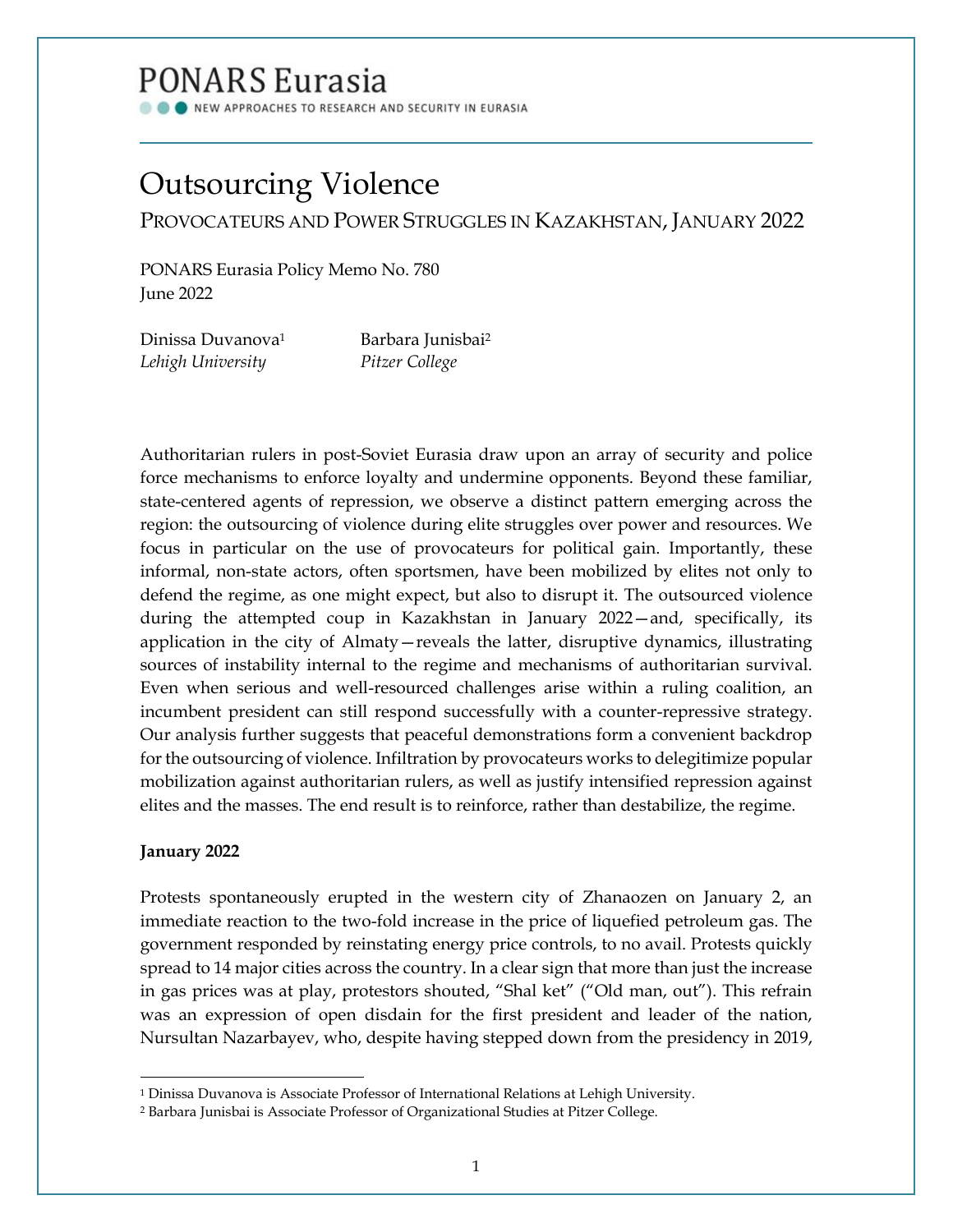# PONARS Eurasia

NEW APPROACHES TO RESEARCH AND SECURITY IN EURASIA

# Outsourcing Violence

## Provocateurs and Power Struggles in Kazakhstan, January 2022

PONARS Eurasia Policy Memo No. 780
June 2022

Dinissa Duvanova[1]
*Lehigh University*

Barbara Junisbai[2]
*Pitzer College*

Authoritarian rulers in post-Soviet Eurasia draw upon an array of security and police force mechanisms to enforce loyalty and undermine opponents. Beyond these familiar, state-centered agents of repression, we observe a distinct pattern emerging across the region: the outsourcing of violence during elite struggles over power and resources. We focus in particular on the use of provocateurs for political gain. Importantly, these informal, non-state actors, often sportsmen, have been mobilized by elites not only to defend the regime, as one might expect, but also to disrupt it. The outsourced violence during the attempted coup in Kazakhstan in January 2022—and, specifically, its application in the city of Almaty—reveals the latter, disruptive dynamics, illustrating sources of instability internal to the regime and mechanisms of authoritarian survival. Even when serious and well-resourced challenges arise within a ruling coalition, an incumbent president can still respond successfully with a counter-repressive strategy. Our analysis further suggests that peaceful demonstrations form a convenient backdrop for the outsourcing of violence. Infiltration by provocateurs works to delegitimize popular mobilization against authoritarian rulers, as well as justify intensified repression against elites and the masses. The end result is to reinforce, rather than destabilize, the regime.

**January 2022**

Protests spontaneously erupted in the western city of Zhanaozen on January 2, an immediate reaction to the two-fold increase in the price of liquefied petroleum gas. The government responded by reinstating energy price controls, to no avail. Protests quickly spread to 14 major cities across the country. In a clear sign that more than just the increase in gas prices was at play, protestors shouted, "Shal ket" ("Old man, out"). This refrain was an expression of open disdain for the first president and leader of the nation, Nursultan Nazarbayev, who, despite having stepped down from the presidency in 2019,

[1] Dinissa Duvanova is Associate Professor of International Relations at Lehigh University.
[2] Barbara Junisbai is Associate Professor of Organizational Studies at Pitzer College.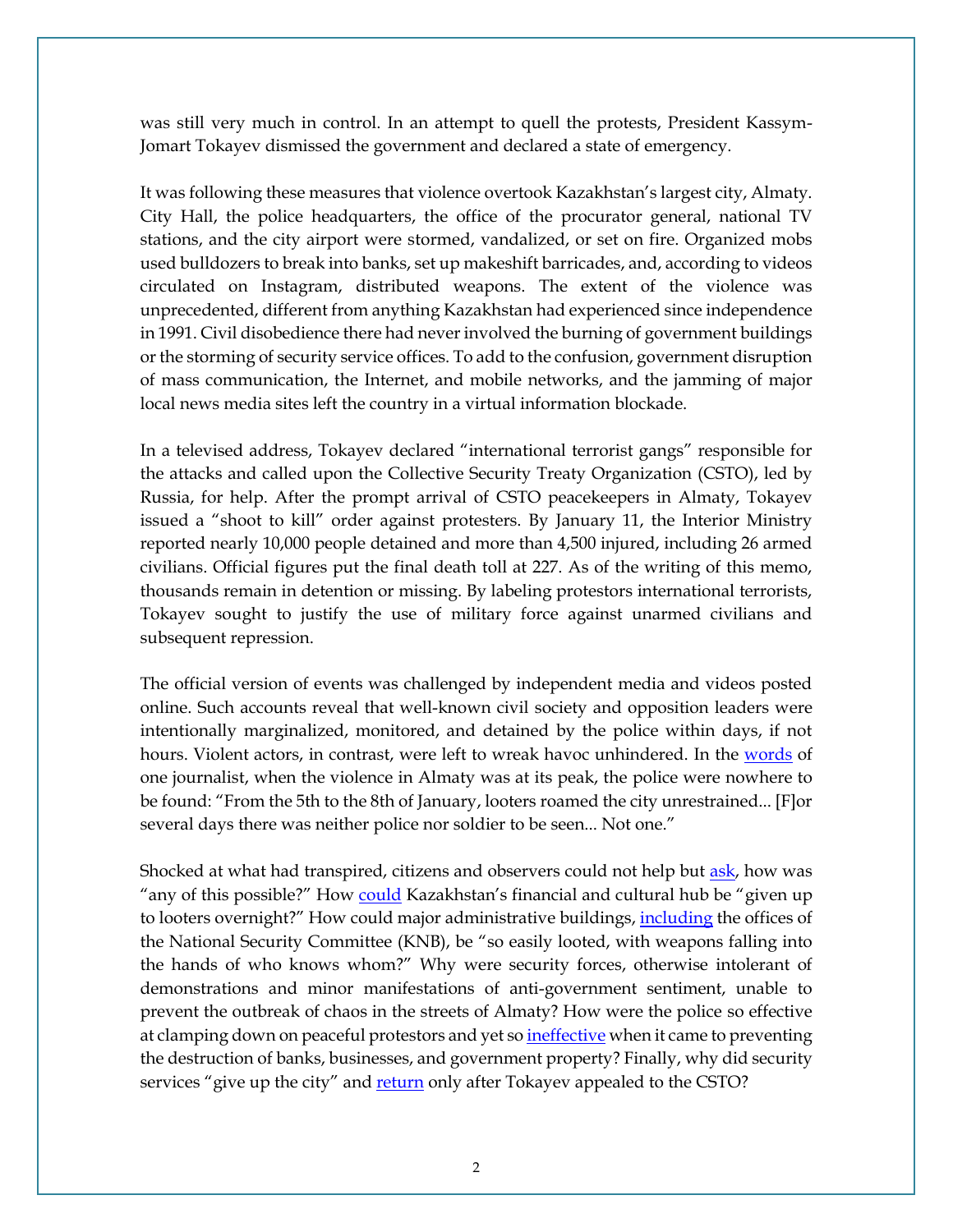was still very much in control. In an attempt to quell the protests, President Kassym-Jomart Tokayev dismissed the government and declared a state of emergency.

It was following these measures that violence overtook Kazakhstan's largest city, Almaty. City Hall, the police headquarters, the office of the procurator general, national TV stations, and the city airport were stormed, vandalized, or set on fire. Organized mobs used bulldozers to break into banks, set up makeshift barricades, and, according to videos circulated on Instagram, distributed weapons. The extent of the violence was unprecedented, different from anything Kazakhstan had experienced since independence in 1991. Civil disobedience there had never involved the burning of government buildings or the storming of security service offices. To add to the confusion, government disruption of mass communication, the Internet, and mobile networks, and the jamming of major local news media sites left the country in a virtual information blockade.

In a televised address, Tokayev declared "international terrorist gangs" responsible for the attacks and called upon the Collective Security Treaty Organization (CSTO), led by Russia, for help. After the prompt arrival of CSTO peacekeepers in Almaty, Tokayev issued a "shoot to kill" order against protesters. By January 11, the Interior Ministry reported nearly 10,000 people detained and more than 4,500 injured, including 26 armed civilians. Official figures put the final death toll at 227. As of the writing of this memo, thousands remain in detention or missing. By labeling protestors international terrorists, Tokayev sought to justify the use of military force against unarmed civilians and subsequent repression.

The official version of events was challenged by independent media and videos posted online. Such accounts reveal that well-known civil society and opposition leaders were intentionally marginalized, monitored, and detained by the police within days, if not hours. Violent actors, in contrast, were left to wreak havoc unhindered. In the words of one journalist, when the violence in Almaty was at its peak, the police were nowhere to be found: "From the 5th to the 8th of January, looters roamed the city unrestrained... [F]or several days there was neither police nor soldier to be seen... Not one."

Shocked at what had transpired, citizens and observers could not help but ask, how was "any of this possible?" How could Kazakhstan's financial and cultural hub be "given up to looters overnight?" How could major administrative buildings, including the offices of the National Security Committee (KNB), be "so easily looted, with weapons falling into the hands of who knows whom?" Why were security forces, otherwise intolerant of demonstrations and minor manifestations of anti-government sentiment, unable to prevent the outbreak of chaos in the streets of Almaty? How were the police so effective at clamping down on peaceful protestors and yet so ineffective when it came to preventing the destruction of banks, businesses, and government property? Finally, why did security services "give up the city" and return only after Tokayev appealed to the CSTO?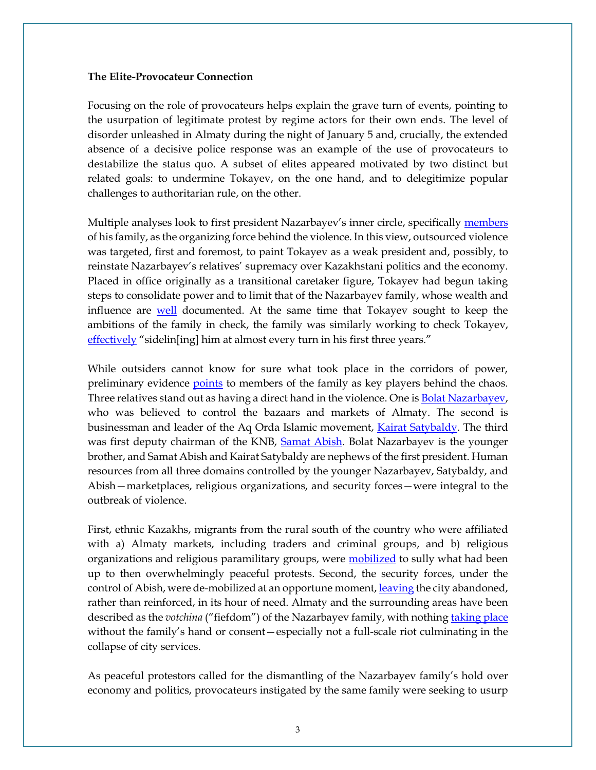**The Elite-Provocateur Connection**

Focusing on the role of provocateurs helps explain the grave turn of events, pointing to the usurpation of legitimate protest by regime actors for their own ends. The level of disorder unleashed in Almaty during the night of January 5 and, crucially, the extended absence of a decisive police response was an example of the use of provocateurs to destabilize the status quo. A subset of elites appeared motivated by two distinct but related goals: to undermine Tokayev, on the one hand, and to delegitimize popular challenges to authoritarian rule, on the other.

Multiple analyses look to first president Nazarbayev's inner circle, specifically members of his family, as the organizing force behind the violence. In this view, outsourced violence was targeted, first and foremost, to paint Tokayev as a weak president and, possibly, to reinstate Nazarbayev's relatives' supremacy over Kazakhstani politics and the economy. Placed in office originally as a transitional caretaker figure, Tokayev had begun taking steps to consolidate power and to limit that of the Nazarbayev family, whose wealth and influence are well documented. At the same time that Tokayev sought to keep the ambitions of the family in check, the family was similarly working to check Tokayev, effectively "sidelin[ing] him at almost every turn in his first three years."

While outsiders cannot know for sure what took place in the corridors of power, preliminary evidence points to members of the family as key players behind the chaos. Three relatives stand out as having a direct hand in the violence. One is Bolat Nazarbayev, who was believed to control the bazaars and markets of Almaty. The second is businessman and leader of the Aq Orda Islamic movement, Kairat Satybaldy. The third was first deputy chairman of the KNB, Samat Abish. Bolat Nazarbayev is the younger brother, and Samat Abish and Kairat Satybaldy are nephews of the first president. Human resources from all three domains controlled by the younger Nazarbayev, Satybaldy, and Abish—marketplaces, religious organizations, and security forces—were integral to the outbreak of violence.

First, ethnic Kazakhs, migrants from the rural south of the country who were affiliated with a) Almaty markets, including traders and criminal groups, and b) religious organizations and religious paramilitary groups, were mobilized to sully what had been up to then overwhelmingly peaceful protests. Second, the security forces, under the control of Abish, were de-mobilized at an opportune moment, leaving the city abandoned, rather than reinforced, in its hour of need. Almaty and the surrounding areas have been described as the *votchina* ("fiefdom") of the Nazarbayev family, with nothing taking place without the family's hand or consent—especially not a full-scale riot culminating in the collapse of city services.

As peaceful protestors called for the dismantling of the Nazarbayev family's hold over economy and politics, provocateurs instigated by the same family were seeking to usurp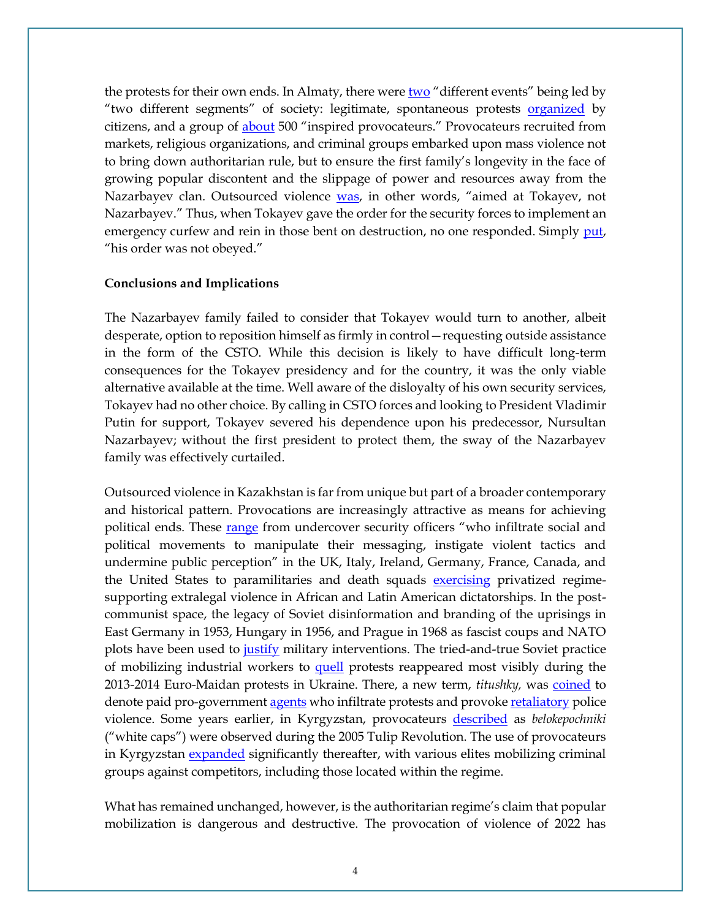the protests for their own ends. In Almaty, there were two "different events" being led by "two different segments" of society: legitimate, spontaneous protests organized by citizens, and a group of about 500 "inspired provocateurs." Provocateurs recruited from markets, religious organizations, and criminal groups embarked upon mass violence not to bring down authoritarian rule, but to ensure the first family's longevity in the face of growing popular discontent and the slippage of power and resources away from the Nazarbayev clan. Outsourced violence was, in other words, "aimed at Tokayev, not Nazarbayev." Thus, when Tokayev gave the order for the security forces to implement an emergency curfew and rein in those bent on destruction, no one responded. Simply put, "his order was not obeyed."

**Conclusions and Implications**

The Nazarbayev family failed to consider that Tokayev would turn to another, albeit desperate, option to reposition himself as firmly in control—requesting outside assistance in the form of the CSTO. While this decision is likely to have difficult long-term consequences for the Tokayev presidency and for the country, it was the only viable alternative available at the time. Well aware of the disloyalty of his own security services, Tokayev had no other choice. By calling in CSTO forces and looking to President Vladimir Putin for support, Tokayev severed his dependence upon his predecessor, Nursultan Nazarbayev; without the first president to protect them, the sway of the Nazarbayev family was effectively curtailed.

Outsourced violence in Kazakhstan is far from unique but part of a broader contemporary and historical pattern. Provocations are increasingly attractive as means for achieving political ends. These range from undercover security officers "who infiltrate social and political movements to manipulate their messaging, instigate violent tactics and undermine public perception" in the UK, Italy, Ireland, Germany, France, Canada, and the United States to paramilitaries and death squads exercising privatized regime-supporting extralegal violence in African and Latin American dictatorships. In the post-communist space, the legacy of Soviet disinformation and branding of the uprisings in East Germany in 1953, Hungary in 1956, and Prague in 1968 as fascist coups and NATO plots have been used to justify military interventions. The tried-and-true Soviet practice of mobilizing industrial workers to quell protests reappeared most visibly during the 2013-2014 Euro-Maidan protests in Ukraine. There, a new term, *titushky,* was coined to denote paid pro-government agents who infiltrate protests and provoke retaliatory police violence. Some years earlier, in Kyrgyzstan, provocateurs described as *belokepochniki* ("white caps") were observed during the 2005 Tulip Revolution. The use of provocateurs in Kyrgyzstan expanded significantly thereafter, with various elites mobilizing criminal groups against competitors, including those located within the regime.

What has remained unchanged, however, is the authoritarian regime's claim that popular mobilization is dangerous and destructive. The provocation of violence of 2022 has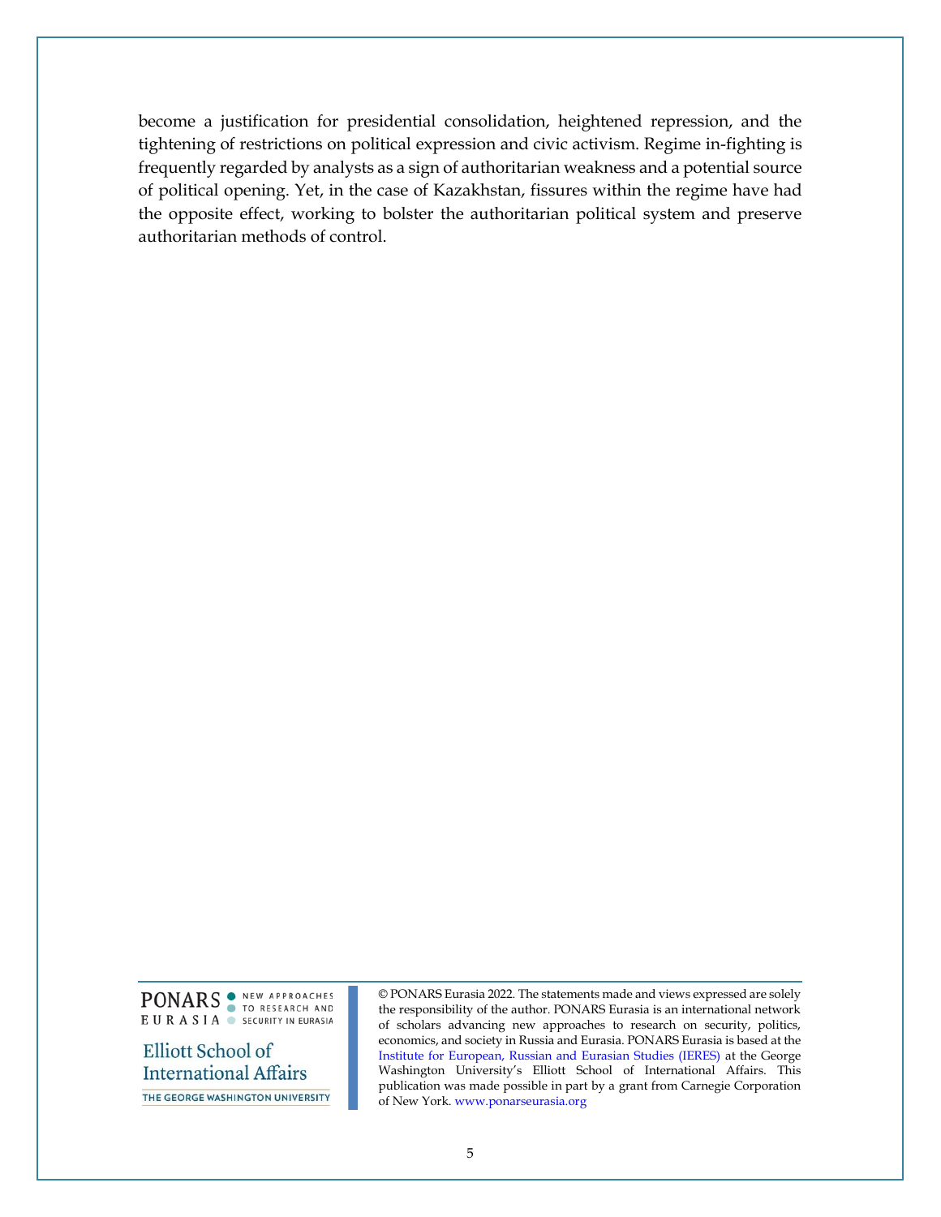become a justification for presidential consolidation, heightened repression, and the tightening of restrictions on political expression and civic activism. Regime in-fighting is frequently regarded by analysts as a sign of authoritarian weakness and a potential source of political opening. Yet, in the case of Kazakhstan, fissures within the regime have had the opposite effect, working to bolster the authoritarian political system and preserve authoritarian methods of control.

PONARS EURASIA — NEW APPROACHES TO RESEARCH AND SECURITY IN EURASIA

Elliott School of International Affairs
THE GEORGE WASHINGTON UNIVERSITY

© PONARS Eurasia 2022. The statements made and views expressed are solely the responsibility of the author. PONARS Eurasia is an international network of scholars advancing new approaches to research on security, politics, economics, and society in Russia and Eurasia. PONARS Eurasia is based at the Institute for European, Russian and Eurasian Studies (IERES) at the George Washington University's Elliott School of International Affairs. This publication was made possible in part by a grant from Carnegie Corporation of New York. www.ponarseurasia.org